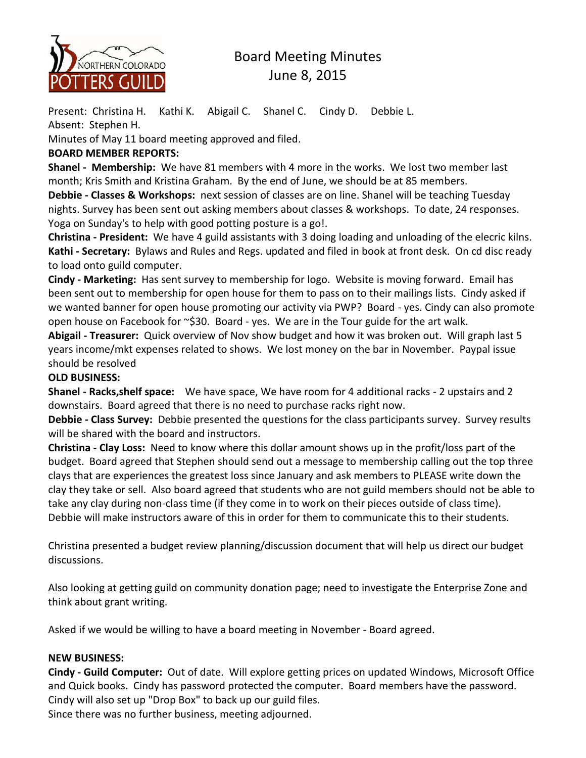# Board Meeting Minutes
## June 8, 2015

Present: Christina H. Kathi K. Abigail C. Shanel C. Cindy D. Debbie L.
Absent: Stephen H.
Minutes of May 11 board meeting approved and filed.

**BOARD MEMBER REPORTS:**

**Shanel - Membership:** We have 81 members with 4 more in the works. We lost two member last month; Kris Smith and Kristina Graham. By the end of June, we should be at 85 members.

**Debbie - Classes & Workshops:** next session of classes are on line. Shanel will be teaching Tuesday nights. Survey has been sent out asking members about classes & workshops. To date, 24 responses. Yoga on Sunday's to help with good potting posture is a go!.

**Christina - President:** We have 4 guild assistants with 3 doing loading and unloading of the elecric kilns.

**Kathi - Secretary:** Bylaws and Rules and Regs. updated and filed in book at front desk. On cd disc ready to load onto guild computer.

**Cindy - Marketing:** Has sent survey to membership for logo. Website is moving forward. Email has been sent out to membership for open house for them to pass on to their mailings lists. Cindy asked if we wanted banner for open house promoting our activity via PWP? Board - yes. Cindy can also promote open house on Facebook for ~$30. Board - yes. We are in the Tour guide for the art walk.

**Abigail - Treasurer:** Quick overview of Nov show budget and how it was broken out. Will graph last 5 years income/mkt expenses related to shows. We lost money on the bar in November. Paypal issue should be resolved

**OLD BUSINESS:**

**Shanel - Racks,shelf space:** We have space, We have room for 4 additional racks - 2 upstairs and 2 downstairs. Board agreed that there is no need to purchase racks right now.

**Debbie - Class Survey:** Debbie presented the questions for the class participants survey. Survey results will be shared with the board and instructors.

**Christina - Clay Loss:** Need to know where this dollar amount shows up in the profit/loss part of the budget. Board agreed that Stephen should send out a message to membership calling out the top three clays that are experiences the greatest loss since January and ask members to PLEASE write down the clay they take or sell. Also board agreed that students who are not guild members should not be able to take any clay during non-class time (if they come in to work on their pieces outside of class time). Debbie will make instructors aware of this in order for them to communicate this to their students.

Christina presented a budget review planning/discussion document that will help us direct our budget discussions.

Also looking at getting guild on community donation page; need to investigate the Enterprise Zone and think about grant writing.

Asked if we would be willing to have a board meeting in November - Board agreed.

**NEW BUSINESS:**

**Cindy - Guild Computer:** Out of date. Will explore getting prices on updated Windows, Microsoft Office and Quick books. Cindy has password protected the computer. Board members have the password. Cindy will also set up "Drop Box" to back up our guild files.

Since there was no further business, meeting adjourned.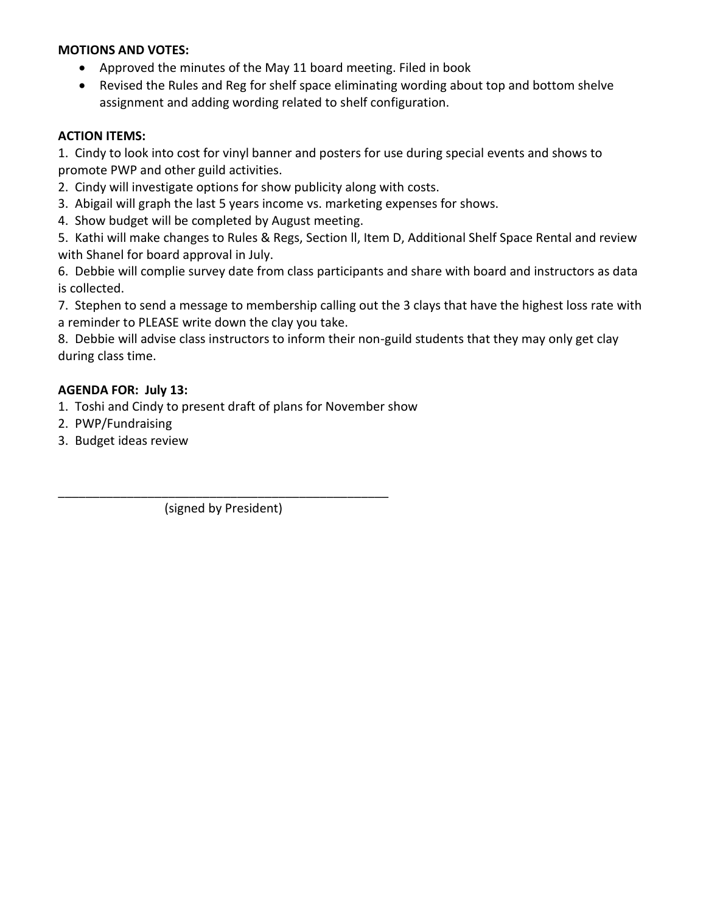**MOTIONS AND VOTES:**

- Approved the minutes of the May 11 board meeting. Filed in book
- Revised the Rules and Reg for shelf space eliminating wording about top and bottom shelve assignment and adding wording related to shelf configuration.

**ACTION ITEMS:**

1. Cindy to look into cost for vinyl banner and posters for use during special events and shows to promote PWP and other guild activities.
2. Cindy will investigate options for show publicity along with costs.
3. Abigail will graph the last 5 years income vs. marketing expenses for shows.
4. Show budget will be completed by August meeting.
5. Kathi will make changes to Rules & Regs, Section ll, Item D, Additional Shelf Space Rental and review with Shanel for board approval in July.
6. Debbie will complie survey date from class participants and share with board and instructors as data is collected.
7. Stephen to send a message to membership calling out the 3 clays that have the highest loss rate with a reminder to PLEASE write down the clay you take.
8. Debbie will advise class instructors to inform their non-guild students that they may only get clay during class time.

**AGENDA FOR: July 13:**

1. Toshi and Cindy to present draft of plans for November show
2. PWP/Fundraising
3. Budget ideas review

\_\_\_\_\_\_\_\_\_\_\_\_\_\_\_\_\_\_\_\_\_\_\_\_\_\_\_\_\_\_\_\_\_\_\_\_\_\_\_\_\_\_\_\_\_\_\_\_\_\_

(signed by President)